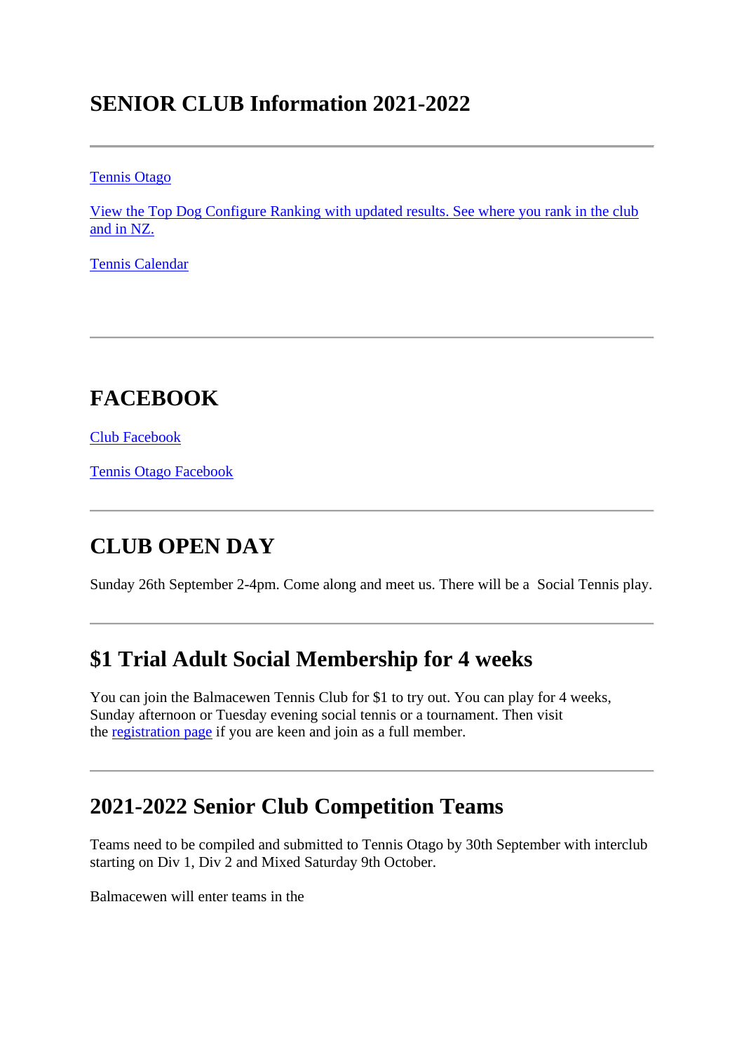# SENIOR CLUB Information 2021-2022

---

Tennis Otago

View the Top Dog Configure Ranking with updated results. See where you rank in the club and in NZ.

Tennis Calendar

---

## FACEBOOK

Club Facebook

Tennis Otago Facebook

---

## CLUB OPEN DAY

Sunday 26th September 2-4pm. Come along and meet us. There will be a  Social Tennis play.

---

## $1 Trial Adult Social Membership for 4 weeks

You can join the Balmacewen Tennis Club for $1 to try out. You can play for 4 weeks, Sunday afternoon or Tuesday evening social tennis or a tournament. Then visit the registration page if you are keen and join as a full member.

---

## 2021-2022 Senior Club Competition Teams

Teams need to be compiled and submitted to Tennis Otago by 30th September with interclub starting on Div 1, Div 2 and Mixed Saturday 9th October.

Balmacewen will enter teams in the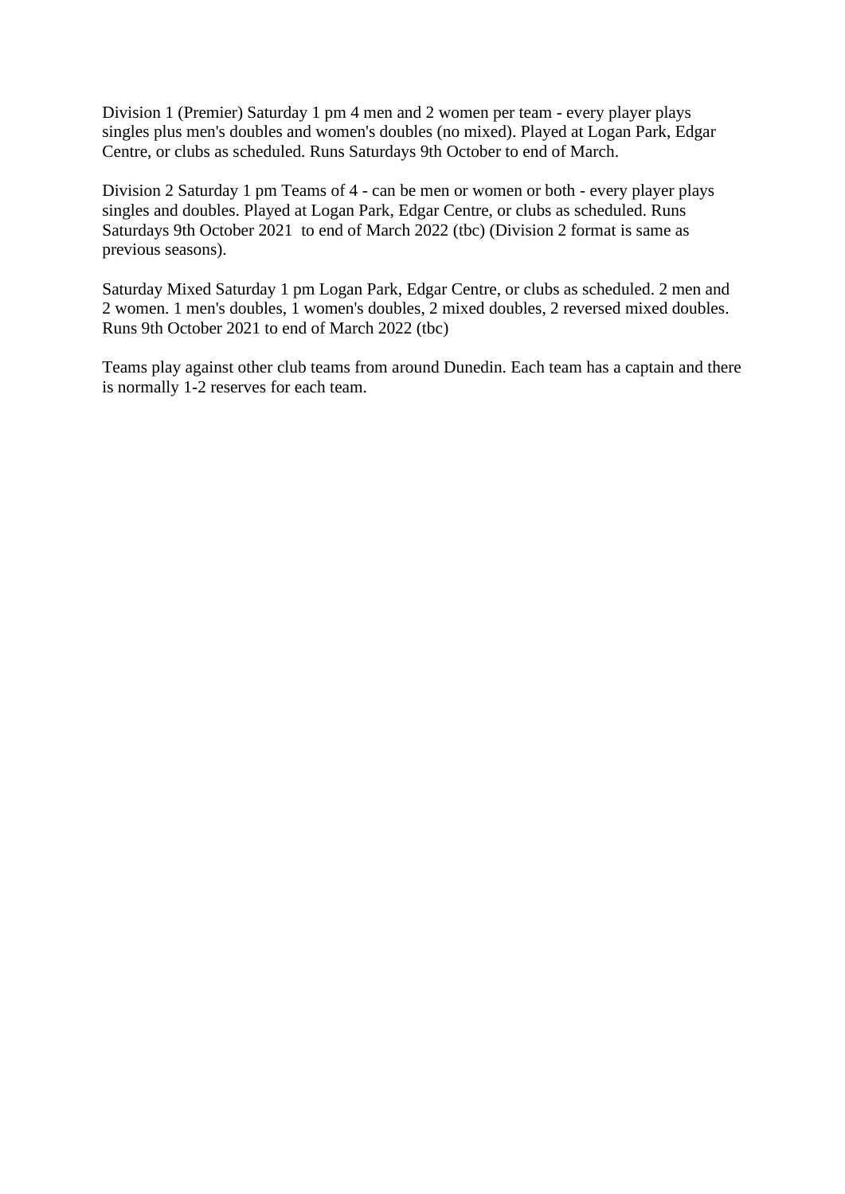Division 1 (Premier) Saturday 1 pm 4 men and 2 women per team - every player plays singles plus men's doubles and women's doubles (no mixed). Played at Logan Park, Edgar Centre, or clubs as scheduled. Runs Saturdays 9th October to end of March.

Division 2 Saturday 1 pm Teams of 4 - can be men or women or both - every player plays singles and doubles. Played at Logan Park, Edgar Centre, or clubs as scheduled. Runs Saturdays 9th October 2021 to end of March 2022 (tbc) (Division 2 format is same as previous seasons).

Saturday Mixed Saturday 1 pm Logan Park, Edgar Centre, or clubs as scheduled. 2 men and 2 women. 1 men's doubles, 1 women's doubles, 2 mixed doubles, 2 reversed mixed doubles. Runs 9th October 2021 to end of March 2022 (tbc)

Teams play against other club teams from around Dunedin. Each team has a captain and there is normally 1-2 reserves for each team.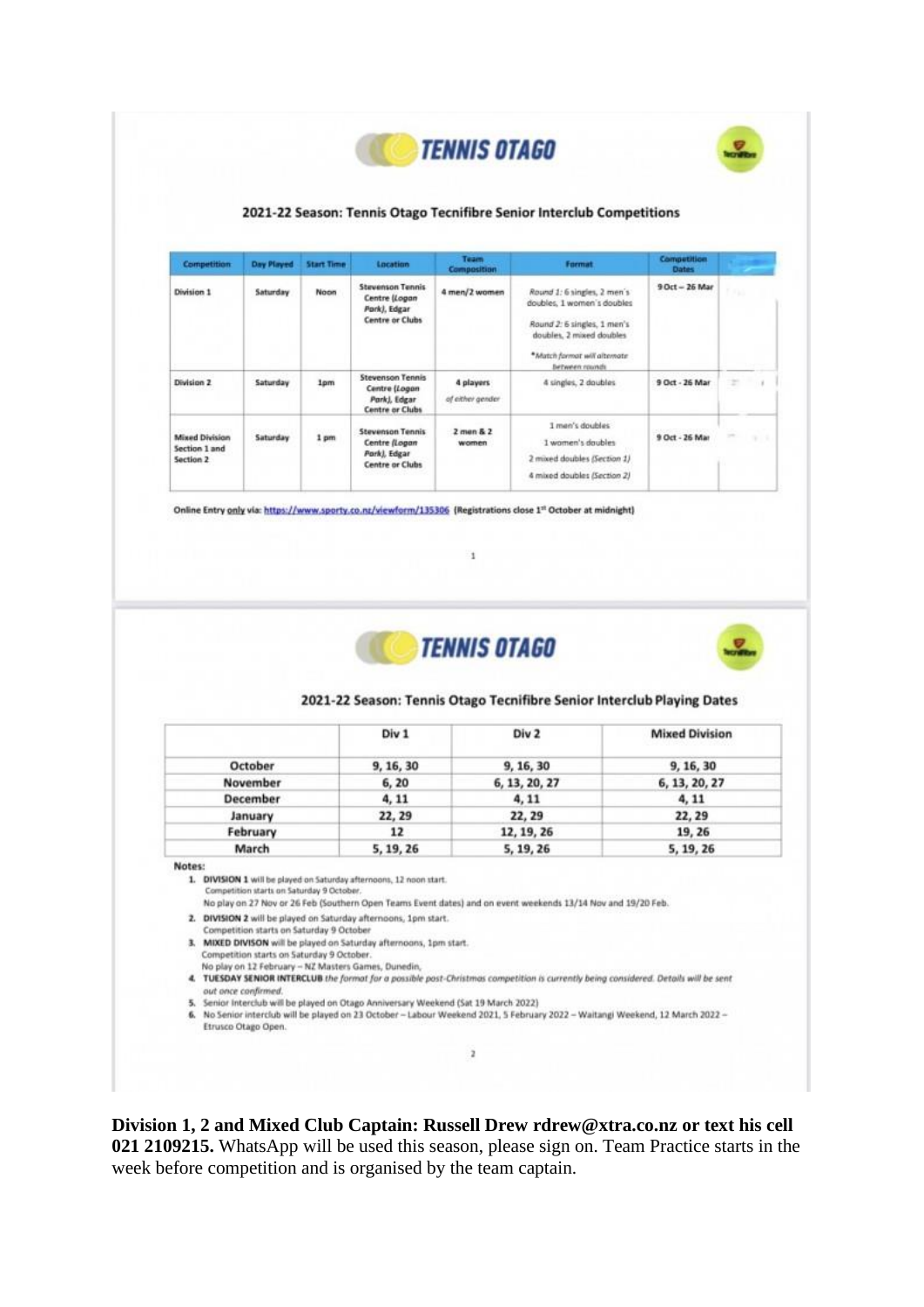# TENNIS OTAGO

## 2021-22 Season: Tennis Otago Tecnifibre Senior Interclub Competitions

| Competition | Day Played | Start Time | Location | Team Composition | Format | Competition Dates |
|---|---|---|---|---|---|---|
| Division 1 | Saturday | Noon | Stevenson Tennis Centre (*Logan Park*), Edgar Centre or Clubs | 4 men/2 women | *Round 1:* 6 singles, 2 men's doubles, 1 women's doubles *Round 2:* 6 singles, 1 men's doubles, 2 mixed doubles *\*Match format will alternate between rounds* | 9 Oct – 26 Mar |
| Division 2 | Saturday | 1pm | Stevenson Tennis Centre (*Logan Park*), Edgar Centre or Clubs | 4 players *of either gender* | 4 singles, 2 doubles | 9 Oct - 26 Mar |
| Mixed Division Section 1 and Section 2 | Saturday | 1 pm | Stevenson Tennis Centre (*Logan Park*), Edgar Centre or Clubs | 2 men & 2 women | 1 men's doubles 1 women's doubles 2 mixed doubles (*Section 1*) 4 mixed doubles (*Section 2*) | 9 Oct - 26 Mar |

Online Entry only via: https://www.sporty.co.nz/viewform/135306 (Registrations close 1st October at midnight)

# TENNIS OTAGO

## 2021-22 Season: Tennis Otago Tecnifibre Senior Interclub Playing Dates

| | Div 1 | Div 2 | Mixed Division |
|---|---|---|---|
| October | 9, 16, 30 | 9, 16, 30 | 9, 16, 30 |
| November | 6, 20 | 6, 13, 20, 27 | 6, 13, 20, 27 |
| December | 4, 11 | 4, 11 | 4, 11 |
| January | 22, 29 | 22, 29 | 22, 29 |
| February | 12 | 12, 19, 26 | 19, 26 |
| March | 5, 19, 26 | 5, 19, 26 | 5, 19, 26 |

Notes:

1. **DIVISION 1** will be played on Saturday afternoons, 12 noon start.
   Competition starts on Saturday 9 October.
   No play on 27 Nov or 26 Feb (Southern Open Teams Event dates) and on event weekends 13/14 Nov and 19/20 Feb.
2. **DIVISION 2** will be played on Saturday afternoons, 1pm start.
   Competition starts on Saturday 9 October
3. **MIXED DIVISON** will be played on Saturday afternoons, 1pm start.
   Competition starts on Saturday 9 October.
   No play on 12 February – NZ Masters Games, Dunedin,
4. **TUESDAY SENIOR INTERCLUB** *the format for a possible post-Christmas competition is currently being considered. Details will be sent out once confirmed.*
5. Senior Interclub will be played on Otago Anniversary Weekend (Sat 19 March 2022)
6. No Senior interclub will be played on 23 October – Labour Weekend 2021, 5 February 2022 – Waitangi Weekend, 12 March 2022 – Etrusco Otago Open.

**Division 1, 2 and Mixed Club Captain: Russell Drew rdrew@xtra.co.nz or text his cell 021 2109215.** WhatsApp will be used this season, please sign on. Team Practice starts in the week before competition and is organised by the team captain.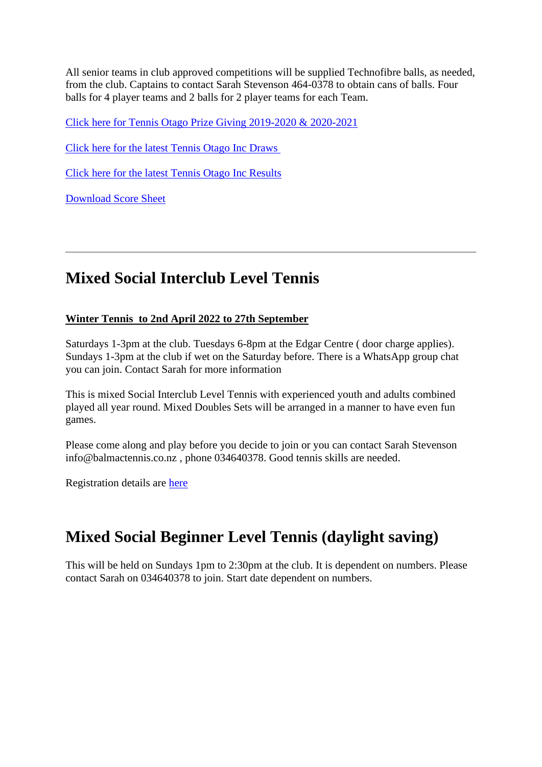All senior teams in club approved competitions will be supplied Technofibre balls, as needed, from the club. Captains to contact Sarah Stevenson 464-0378 to obtain cans of balls. Four balls for 4 player teams and 2 balls for 2 player teams for each Team.

Click here for Tennis Otago Prize Giving 2019-2020 & 2020-2021

Click here for the latest Tennis Otago Inc Draws

Click here for the latest Tennis Otago Inc Results

Download Score Sheet

---

## Mixed Social Interclub Level Tennis

**Winter Tennis  to 2nd April 2022 to 27th September**

Saturdays 1-3pm at the club. Tuesdays 6-8pm at the Edgar Centre ( door charge applies). Sundays 1-3pm at the club if wet on the Saturday before. There is a WhatsApp group chat you can join. Contact Sarah for more information

This is mixed Social Interclub Level Tennis with experienced youth and adults combined played all year round. Mixed Doubles Sets will be arranged in a manner to have even fun games.

Please come along and play before you decide to join or you can contact Sarah Stevenson info@balmactennis.co.nz , phone 034640378. Good tennis skills are needed.

Registration details are here

## Mixed Social Beginner Level Tennis (daylight saving)

This will be held on Sundays 1pm to 2:30pm at the club. It is dependent on numbers. Please contact Sarah on 034640378 to join. Start date dependent on numbers.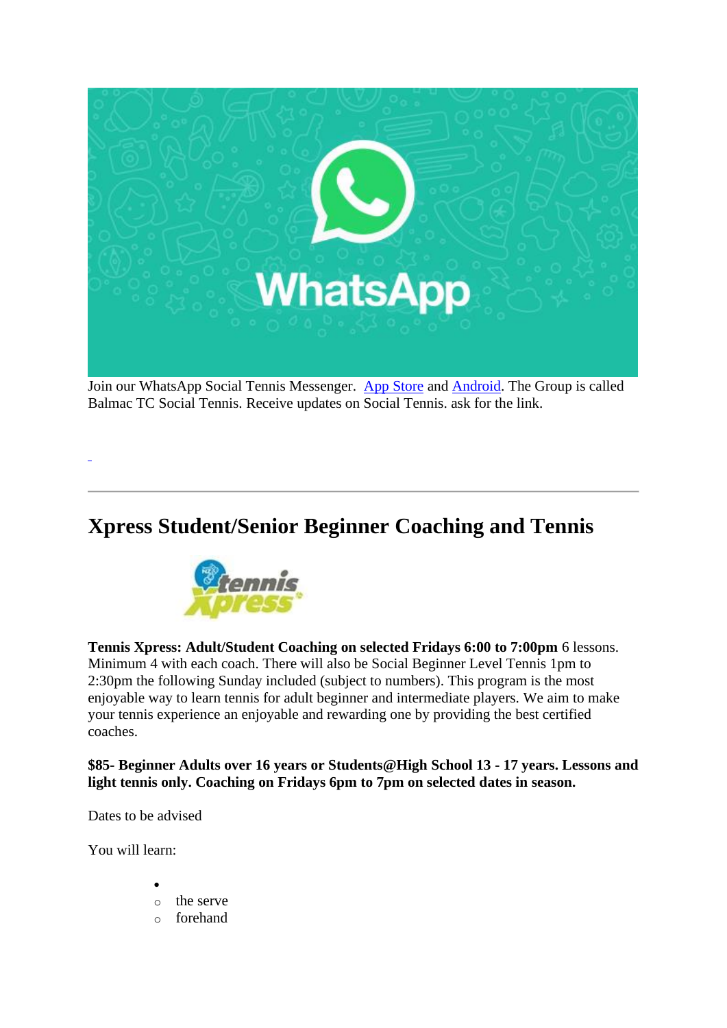Join our WhatsApp Social Tennis Messenger. [App Store] and [Android]. The Group is called Balmac TC Social Tennis. Receive updates on Social Tennis. ask for the link.

---

## Xpress Student/Senior Beginner Coaching and Tennis

**Tennis Xpress: Adult/Student Coaching on selected Fridays 6:00 to 7:00pm** 6 lessons. Minimum 4 with each coach. There will also be Social Beginner Level Tennis 1pm to 2:30pm the following Sunday included (subject to numbers). This program is the most enjoyable way to learn tennis for adult beginner and intermediate players. We aim to make your tennis experience an enjoyable and rewarding one by providing the best certified coaches.

**$85- Beginner Adults over 16 years or Students@High School 13 - 17 years. Lessons and light tennis only. Coaching on Fridays 6pm to 7pm on selected dates in season.**

Dates to be advised

You will learn:

- the serve
- forehand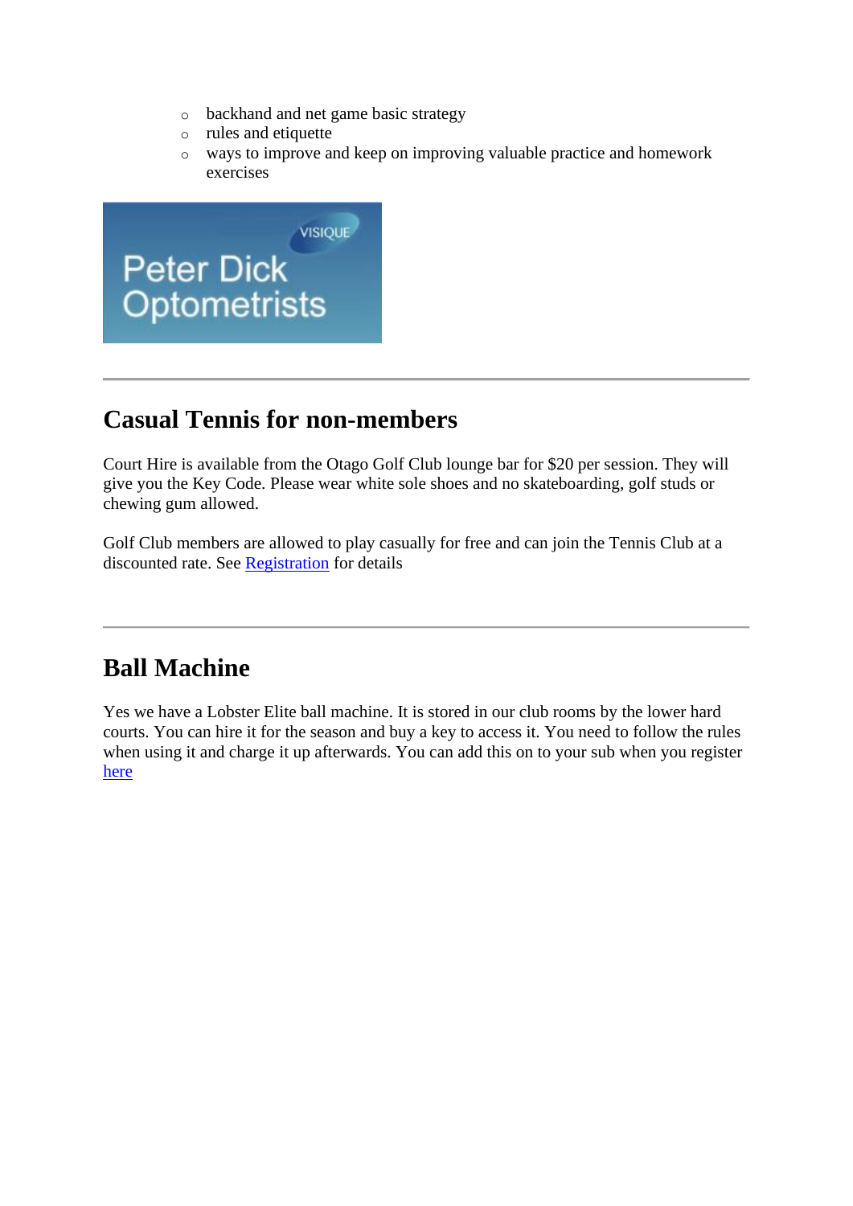- backhand and net game basic strategy
- rules and etiquette
- ways to improve and keep on improving valuable practice and homework exercises

VISIQUE
Peter Dick
Optometrists

---

## Casual Tennis for non-members

Court Hire is available from the Otago Golf Club lounge bar for $20 per session. They will give you the Key Code. Please wear white sole shoes and no skateboarding, golf studs or chewing gum allowed.

Golf Club members are allowed to play casually for free and can join the Tennis Club at a discounted rate. See Registration for details

---

## Ball Machine

Yes we have a Lobster Elite ball machine. It is stored in our club rooms by the lower hard courts. You can hire it for the season and buy a key to access it. You need to follow the rules when using it and charge it up afterwards. You can add this on to your sub when you register here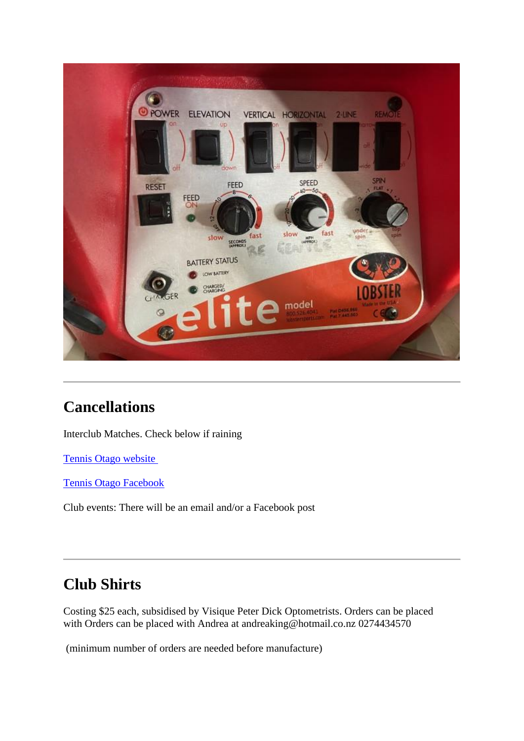## Cancellations

Interclub Matches. Check below if raining

[Tennis Otago website ](#)

[Tennis Otago Facebook](#)

Club events: There will be an email and/or a Facebook post

## Club Shirts

Costing $25 each, subsidised by Visique Peter Dick Optometrists. Orders can be placed with Orders can be placed with Andrea at andreaking@hotmail.co.nz 0274434570

(minimum number of orders are needed before manufacture)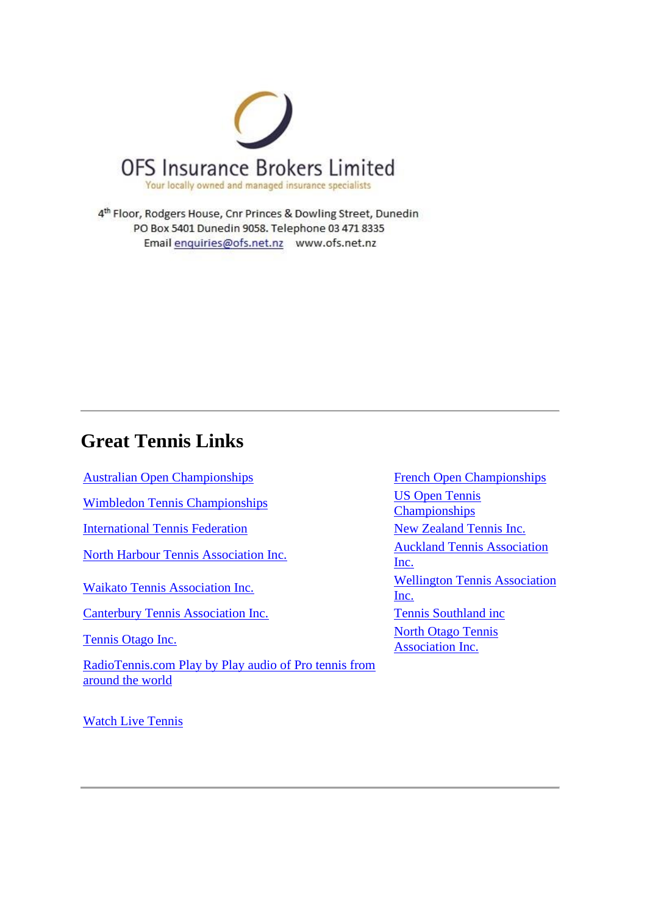OFS Insurance Brokers Limited

Your locally owned and managed insurance specialists

4th Floor, Rodgers House, Cnr Princes & Dowling Street, Dunedin
PO Box 5401 Dunedin 9058. Telephone 03 471 8335
Email enquiries@ofs.net.nz www.ofs.net.nz

---

## Great Tennis Links

- Australian Open Championships
- Wimbledon Tennis Championships
- International Tennis Federation
- North Harbour Tennis Association Inc.
- Waikato Tennis Association Inc.
- Canterbury Tennis Association Inc.
- Tennis Otago Inc.
- RadioTennis.com Play by Play audio of Pro tennis from around the world
- Watch Live Tennis
- French Open Championships
- US Open Tennis Championships
- New Zealand Tennis Inc.
- Auckland Tennis Association Inc.
- Wellington Tennis Association Inc.
- Tennis Southland inc
- North Otago Tennis Association Inc.

---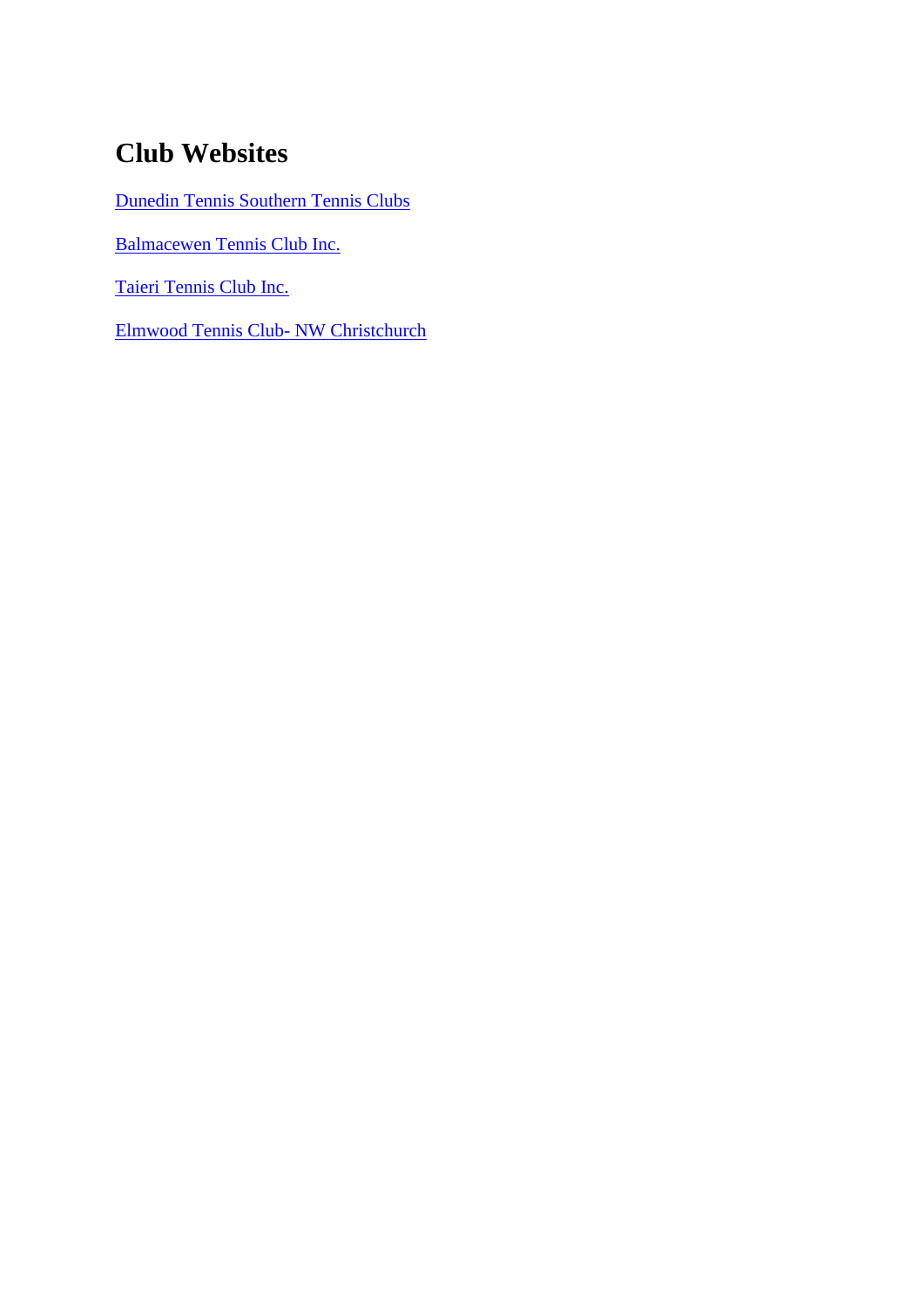## Club Websites

Dunedin Tennis Southern Tennis Clubs

Balmacewen Tennis Club Inc.

Taieri Tennis Club Inc.

Elmwood Tennis Club- NW Christchurch